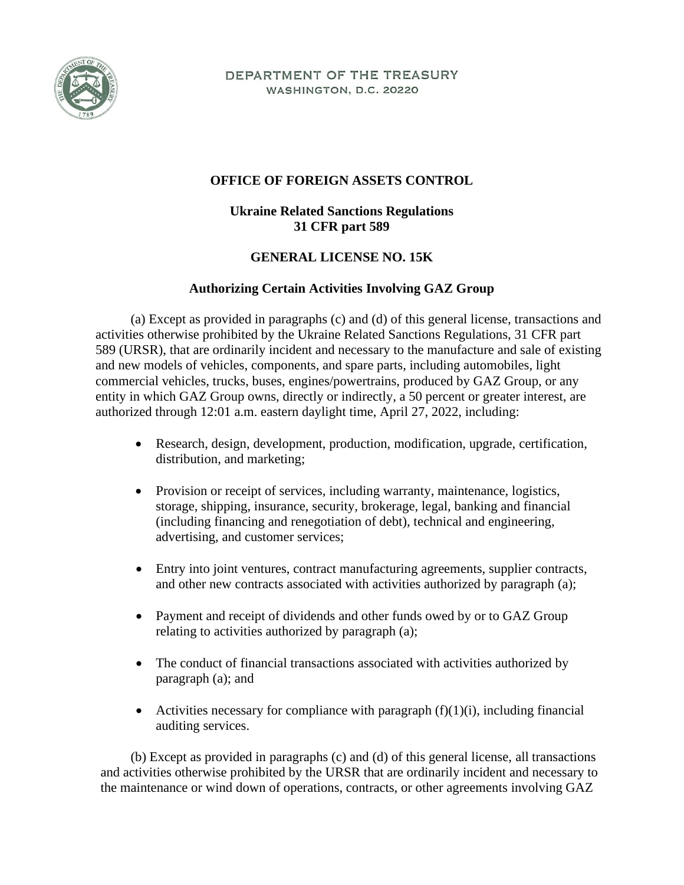DEPARTMENT OF THE TREASURY
WASHINGTON, D.C. 20220

**OFFICE OF FOREIGN ASSETS CONTROL**

**Ukraine Related Sanctions Regulations**
**31 CFR part 589**

**GENERAL LICENSE NO. 15K**

**Authorizing Certain Activities Involving GAZ Group**

(a) Except as provided in paragraphs (c) and (d) of this general license, transactions and activities otherwise prohibited by the Ukraine Related Sanctions Regulations, 31 CFR part 589 (URSR), that are ordinarily incident and necessary to the manufacture and sale of existing and new models of vehicles, components, and spare parts, including automobiles, light commercial vehicles, trucks, buses, engines/powertrains, produced by GAZ Group, or any entity in which GAZ Group owns, directly or indirectly, a 50 percent or greater interest, are authorized through 12:01 a.m. eastern daylight time, April 27, 2022, including:

- Research, design, development, production, modification, upgrade, certification, distribution, and marketing;
- Provision or receipt of services, including warranty, maintenance, logistics, storage, shipping, insurance, security, brokerage, legal, banking and financial (including financing and renegotiation of debt), technical and engineering, advertising, and customer services;
- Entry into joint ventures, contract manufacturing agreements, supplier contracts, and other new contracts associated with activities authorized by paragraph (a);
- Payment and receipt of dividends and other funds owed by or to GAZ Group relating to activities authorized by paragraph (a);
- The conduct of financial transactions associated with activities authorized by paragraph (a); and
- Activities necessary for compliance with paragraph (f)(1)(i), including financial auditing services.

(b) Except as provided in paragraphs (c) and (d) of this general license, all transactions and activities otherwise prohibited by the URSR that are ordinarily incident and necessary to the maintenance or wind down of operations, contracts, or other agreements involving GAZ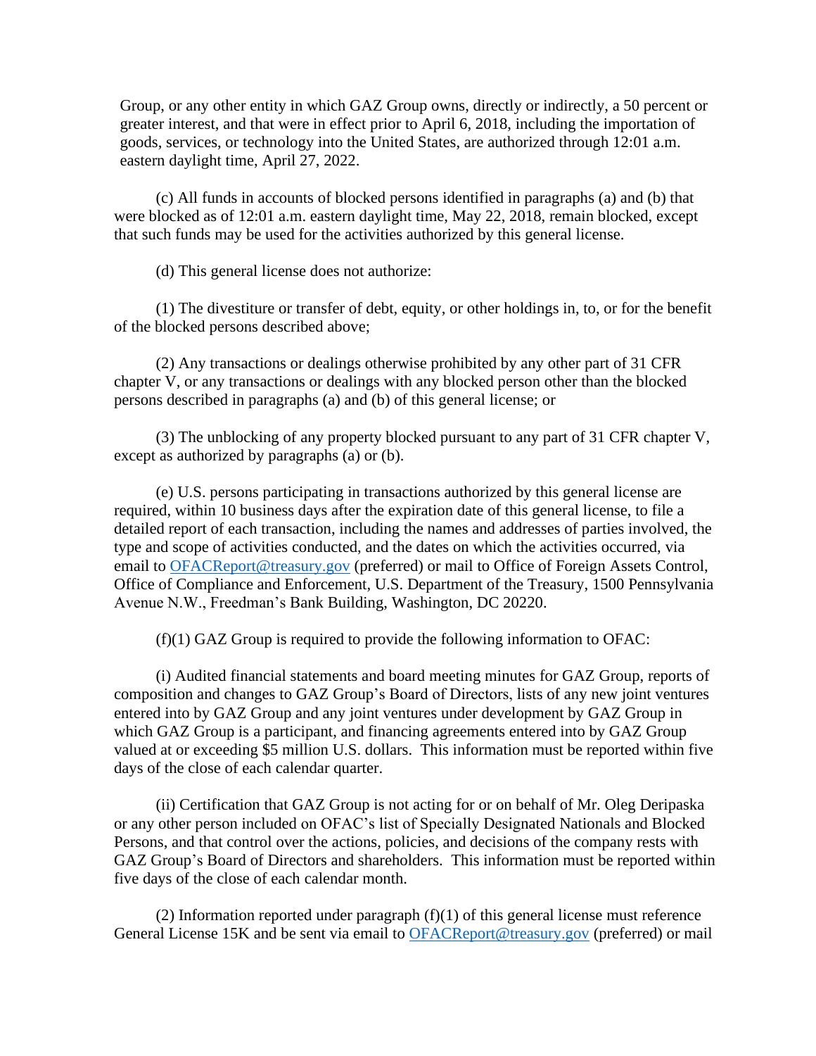Group, or any other entity in which GAZ Group owns, directly or indirectly, a 50 percent or greater interest, and that were in effect prior to April 6, 2018, including the importation of goods, services, or technology into the United States, are authorized through 12:01 a.m. eastern daylight time, April 27, 2022.

(c) All funds in accounts of blocked persons identified in paragraphs (a) and (b) that were blocked as of 12:01 a.m. eastern daylight time, May 22, 2018, remain blocked, except that such funds may be used for the activities authorized by this general license.

(d) This general license does not authorize:

(1) The divestiture or transfer of debt, equity, or other holdings in, to, or for the benefit of the blocked persons described above;

(2) Any transactions or dealings otherwise prohibited by any other part of 31 CFR chapter V, or any transactions or dealings with any blocked person other than the blocked persons described in paragraphs (a) and (b) of this general license; or

(3) The unblocking of any property blocked pursuant to any part of 31 CFR chapter V, except as authorized by paragraphs (a) or (b).

(e) U.S. persons participating in transactions authorized by this general license are required, within 10 business days after the expiration date of this general license, to file a detailed report of each transaction, including the names and addresses of parties involved, the type and scope of activities conducted, and the dates on which the activities occurred, via email to [OFACReport@treasury.gov](mailto:OFACReport@treasury.gov) (preferred) or mail to Office of Foreign Assets Control, Office of Compliance and Enforcement, U.S. Department of the Treasury, 1500 Pennsylvania Avenue N.W., Freedman's Bank Building, Washington, DC 20220.

(f)(1) GAZ Group is required to provide the following information to OFAC:

(i) Audited financial statements and board meeting minutes for GAZ Group, reports of composition and changes to GAZ Group's Board of Directors, lists of any new joint ventures entered into by GAZ Group and any joint ventures under development by GAZ Group in which GAZ Group is a participant, and financing agreements entered into by GAZ Group valued at or exceeding $5 million U.S. dollars. This information must be reported within five days of the close of each calendar quarter.

(ii) Certification that GAZ Group is not acting for or on behalf of Mr. Oleg Deripaska or any other person included on OFAC's list of Specially Designated Nationals and Blocked Persons, and that control over the actions, policies, and decisions of the company rests with GAZ Group's Board of Directors and shareholders. This information must be reported within five days of the close of each calendar month.

(2) Information reported under paragraph (f)(1) of this general license must reference General License 15K and be sent via email to [OFACReport@treasury.gov](mailto:OFACReport@treasury.gov) (preferred) or mail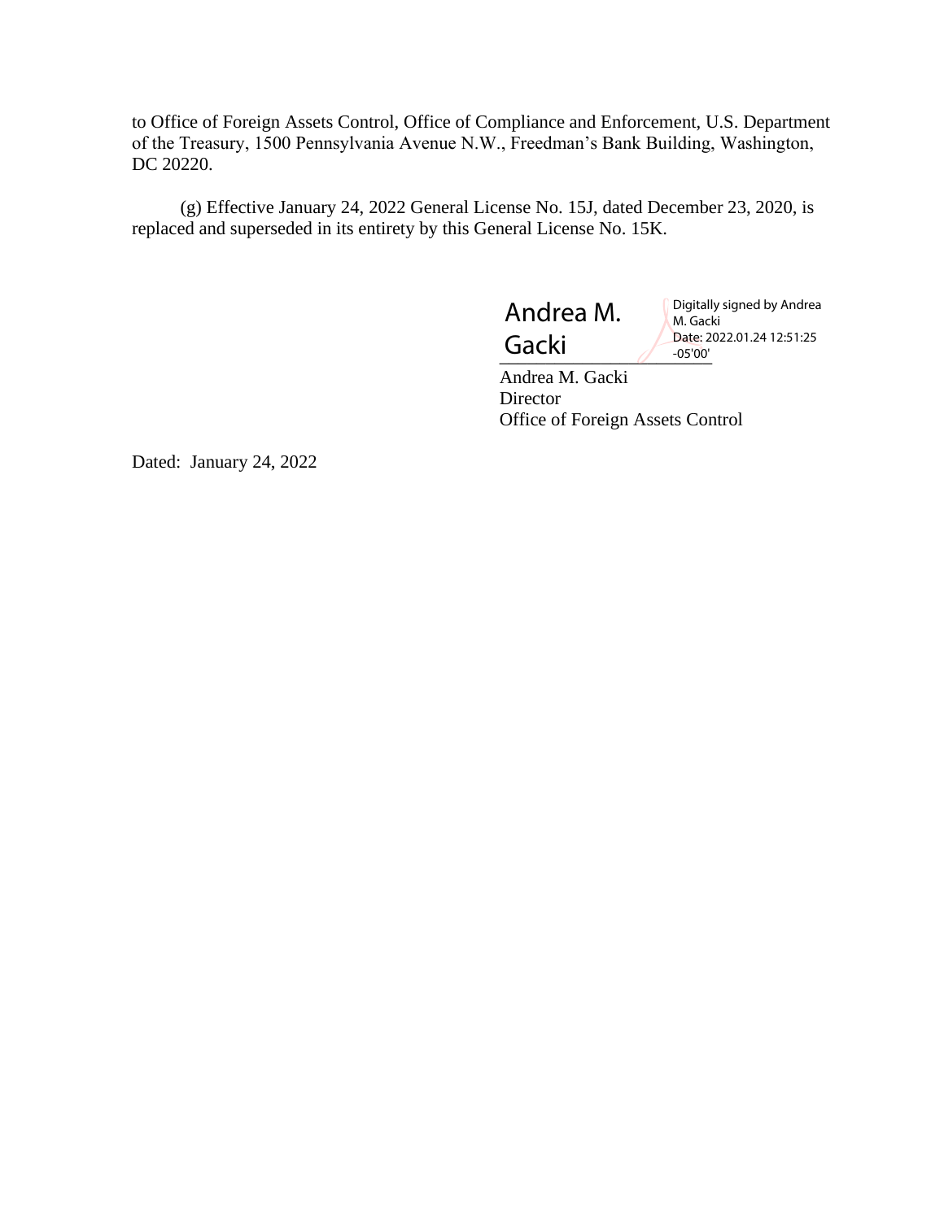to Office of Foreign Assets Control, Office of Compliance and Enforcement, U.S. Department of the Treasury, 1500 Pennsylvania Avenue N.W., Freedman's Bank Building, Washington, DC 20220.

(g) Effective January 24, 2022 General License No. 15J, dated December 23, 2020, is replaced and superseded in its entirety by this General License No. 15K.

Andrea M. Gacki

Digitally signed by Andrea M. Gacki
Date: 2022.01.24 12:51:25 -05'00'

Andrea M. Gacki
Director
Office of Foreign Assets Control

Dated: January 24, 2022